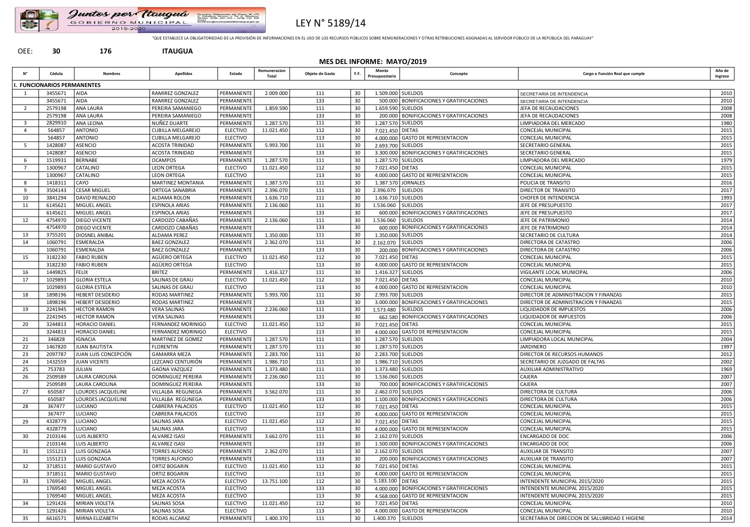Juntos por Itauguá
GOBIERNO MUNICIPAL
2015-2020

# LEY N° 5189/14

"QUE ESTABLECE LA OBLIGATORIEDAD DE LA PROVISIÓN DE INFORMACIONES EN EL USO DE LOS RECURSOS PÚBLICOS SOBRE REMUNERACIONES Y OTRAS RETRIBUCIONES ASIGNADAS AL SERVIDOR PÚBLICO DE LA REPÚBLICA DEL PARAGUAY"

OEE: **30** **176** **ITAUGUA**

## MES DEL INFORME: MAYO/2019

| N° | Cédula | Nombres | Apellidos | Estado | Remuneracion Total | Objeto de Gasto | F.F. | Monto Presupuestario | Concepto | Cargo o Función Real que cumple | Año de Ingreso |
|---|---|---|---|---|---|---|---|---|---|---|---|
| **I. FUNCIONARIOS PERMANENTES** | | | | | | | | | | | |
| 1 | 3455671 | AIDA | RAMIREZ GONZALEZ | PERMANENTE | 2.009.000 | 111 | 30 | 1.509.000 | SUELDOS | SECRETARIA DE INTENDENCIA | 2010 |
| | 3455671 | AIDA | RAMIREZ GONZALEZ | PERMANENTE | | 133 | 30 | 500.000 | BONIFICACIONES Y GRATIFICACIONES | SECRETARIA DE INTENDENCIA | 2010 |
| 2 | 2579198 | ANA LAURA | PEREIRA SAMANIEGO | PERMANENTE | 1.859.590 | 111 | 30 | 1.659.590 | SUELDOS | JEFE DE RECAUDACIONES | 2008 |
| | 2579198 | ANA LAURA | PEREIRA SAMANIEGO | PERMANENTE | | 133 | 30 | 200.000 | BONIFICACIONES Y GRATIFICACIONES | JEFE DE RECAUDACIONES | 2008 |
| 3 | 2829910 | ANA LEONA | NUÑEZ DUARTE | PERMANENTE | 1.287.570 | 111 | 30 | 1.287.570 | SUELDOS | LIMPIADORA DEL MERCADO | 1980 |
| 4 | 564857 | ANTONIO | CUBILLA MELGAREJO | ELECTIVO | 11.021.450 | 112 | 30 | 7.021.450 | DIETAS | CONCEJAL MUNICIPAL | 2015 |
| | 564857 | ANTONIO | CUBILLA MELGAREJO | ELECTIVO | | 113 | 30 | 4.000.000 | GASTO DE REPRESENTACION | CONCEJAL MUNICIPAL | 2015 |
| 5 | 1428087 | ASENCIO | ACOSTA TRINIDAD | PERMANENTE | 5.993.700 | 111 | 30 | 2.693.700 | SUELDOS | SECRETARIO GENERAL | 2015 |
| | 1428087 | ASENCIO | ACOSTA TRINIDAD | PERMANENTE | | 133 | 30 | 3.300.000 | BONIFICACIONES Y GRATIFICACIONES | SECRETARIO GENERAL | 2015 |
| 6 | 1519931 | BERNABE | OCAMPOS | PERMANENTE | 1.287.570 | 111 | 30 | 1.287.570 | SUELDOS | LIMPIADORA DEL MERCADO | 1979 |
| 7 | 1300967 | CATALINO | LEON ORTEGA | ELECTIVO | 11.021.450 | 112 | 30 | 7.021.450 | DIETAS | CONCEJAL MUNICIPAL | 2015 |
| | 1300967 | CATALINO | LEON ORTEGA | ELECTIVO | | 113 | 30 | 4.000.000 | GASTO DE REPRESENTACION | CONCEJAL MUNICIPAL | 2015 |
| 8 | 1418311 | CAYO | MARTINEZ MONTANIA | PERMANENTE | 1.387.570 | 111 | 30 | 1.387.570 | JORNALES | POLICIA DE TRANSITO | 2016 |
| 9 | 3504143 | CESAR MIGUEL | ORTEGA SANABRIA | PERMANENTE | 2.396.070 | 111 | 30 | 2.396.070 | SUELDOS | DIRECTOR DE TRANSITO | 2017 |
| 10 | 3841294 | DAVID REINALDO | ALDAMA ROLON | PERMANENTE | 1.636.710 | 111 | 30 | 1.636.710 | SUELDOS | CHOFER DE INTENDENCIA | 1993 |
| 11 | 6145621 | MIGUEL ANGEL | ESPINOLA ARIAS | PERMANENTE | 2.136.060 | 111 | 30 | 1.536.060 | SUELDOS | JEFE DE PRESUPUESTO | 2017 |
| | 6145621 | MIGUEL ANGEL | ESPINOLA ARIAS | PERMANENTE | | 133 | 30 | 600.000 | BONIFICACIONES Y GRATIFICACIONES | JEFE DE PRESUPUESTO | 2017 |
| 12 | 4754970 | DIEGO VICENTE | CARDOZO CABAÑAS | PERMANENTE | 2.136.060 | 111 | 30 | 1.536.060 | SUELDOS | JEFE DE PATRIMONIO | 2014 |
| | 4754970 | DIEGO VICENTE | CARDOZO CABAÑAS | PERMANENTE | | 133 | 30 | 600.000 | BONIFICACIONES Y GRATIFICACIONES | JEFE DE PATRIMONIO | 2014 |
| 13 | 3755201 | DIOSNEL ANIBAL | ALDAMA PEREZ | PERMANENTE | 1.350.000 | 111 | 30 | 1.350.000 | SUELDOS | SECRETARIO DE CULTURA | 2014 |
| 14 | 1060791 | ESMERALDA | BAEZ GONZALEZ | PERMANENTE | 2.362.070 | 111 | 30 | 2.162.070 | SUELDOS | DIRECTORA DE CATASTRO | 2006 |
| | 1060791 | ESMERALDA | BAEZ GONZALEZ | PERMANENTE | | 133 | 30 | 200.000 | BONIFICACIONES Y GRATIFICACIONES | DIRECTORA DE CATASTRO | 2006 |
| 15 | 3182230 | FABIO RUBEN | AGÜERO ORTEGA | ELECTIVO | 11.021.450 | 112 | 30 | 7.021.450 | DIETAS | CONCEJAL MUNICIPAL | 2015 |
| | 3182230 | FABIO RUBEN | AGÜERO ORTEGA | ELECTIVO | | 113 | 30 | 4.000.000 | GASTO DE REPRESENTACION | CONCEJAL MUNICIPAL | 2015 |
| 16 | 1449825 | FELIX | BRITEZ | PERMANENTE | 1.416.327 | 111 | 30 | 1.416.327 | SUELDOS | VIGILANTE LOCAL MUNICIPAL | 2006 |
| 17 | 1029893 | GLORIA ESTELA | SALINAS DE GRAU | ELECTIVO | 11.021.450 | 112 | 30 | 7.021.450 | DIETAS | CONCEJAL MUNICIPAL | 2010 |
| | 1029893 | GLORIA ESTELA | SALINAS DE GRAU | ELECTIVO | | 113 | 30 | 4.000.000 | GASTO DE REPRESENTACION | CONCEJAL MUNICIPAL | 2010 |
| 18 | 1898196 | HEBERT DESIDERIO | RODAS MARTINEZ | PERMANENTE | 5.993.700 | 111 | 30 | 2.993.700 | SUELDOS | DIRECTOR DE ADMINISTRACION Y FINANZAS | 2015 |
| | 1898196 | HEBERT DESIDERIO | RODAS MARTINEZ | PERMANENTE | | 133 | 30 | 3.000.000 | BONIFICACIONES Y GRATIFICACIONES | DIRECTOR DE ADMINISTRACION Y FINANZAS | 2015 |
| 19 | 2241945 | HECTOR RAMON | VERA SALINAS | PERMANENTE | 2.236.060 | 111 | 30 | 1.573.480 | SUELDOS | LIQUIDADOR DE IMPUESTOS | 2006 |
| | 2241945 | HECTOR RAMON | VERA SALINAS | PERMANENTE | | 133 | 30 | 662.580 | BONIFICACIONES Y GRATIFICACIONES | LIQUIDADOR DE IMPUESTOS | 2006 |
| 20 | 3244813 | HORACIO DANIEL | FERNANDEZ MORINIGO | ELECTIVO | 11.021.450 | 112 | 30 | 7.021.450 | DIETAS | CONCEJAL MUNICIPAL | 2015 |
| | 3244813 | HORACIO DANIEL | FERNANDEZ MORINIGO | ELECTIVO | | 113 | 30 | 4.000.000 | GASTO DE REPRESENTACION | CONCEJAL MUNICIPAL | 2015 |
| 21 | 346828 | IGNACIA | MARTINEZ DE GOMEZ | PERMANENTE | 1.287.570 | 111 | 30 | 1.287.570 | SUELDOS | LIMPIADORA LOCAL MUNICIPAL | 2004 |
| 22 | 1467820 | JUAN BAUTISTA | FLORENTIN | PERMANENTE | 1.287.570 | 111 | 30 | 1.287.570 | SUELDOS | JARDINERO | 1997 |
| 23 | 2097787 | JUAN LUIS CONCEPCIÓN | GAMARRA MEZA | PERMANENTE | 2.283.700 | 111 | 30 | 2.283.700 | SUELDOS | DIRECTOR DE RECURSOS HUMANOS | 2012 |
| 24 | 1432559 | JUAN VICENTE | LEZCANO CENTURIÓN | PERMANENTE | 1.986.710 | 111 | 30 | 1.986.710 | SUELDOS | SECRETARIO DE JUZGADO DE FALTAS | 2002 |
| 25 | 753783 | JULIAN | GAONA VAZQUEZ | PERMANENTE | 1.373.480 | 111 | 30 | 1.373.480 | SUELDOS | AUXILIAR ADMINISTRATIVO | 1969 |
| 26 | 2509589 | LAURA CAROLINA | DOMINGUEZ PEREIRA | PERMANENTE | 2.236.060 | 111 | 30 | 1.536.060 | SUELDOS | CAJERA | 2007 |
| | 2509589 | LAURA CAROLINA | DOMINGUEZ PEREIRA | PERMANENTE | | 133 | 30 | 700.000 | BONIFICACIONES Y GRATIFICACIONES | CAJERA | 2007 |
| 27 | 650587 | LOURDES JACQUELINE | VILLALBA REGUNEGA | PERMANENTE | 3.562.070 | 111 | 30 | 2.462.070 | SUELDOS | DIRECTORA DE CULTURA | 2006 |
| | 650587 | LOURDES JACQUELINE | VILLALBA REGUNEGA | PERMANENTE | | 133 | 30 | 1.100.000 | BONIFICACIONES Y GRATIFICACIONES | DIRECTORA DE CULTURA | 2006 |
| 28 | 367477 | LUCIANO | CABRERA PALACIOS | ELECTIVO | 11.021.450 | 112 | 30 | 7.021.450 | DIETAS | CONCEJAL MUNICIPAL | 2015 |
| | 367477 | LUCIANO | CABRERA PALACIOS | ELECTIVO | | 113 | 30 | 4.000.000 | GASTO DE REPRESENTACION | CONCEJAL MUNICIPAL | 2015 |
| 29 | 4328779 | LUCIANO | SALINAS JARA | ELECTIVO | 11.021.450 | 112 | 30 | 7.021.450 | DIETAS | CONCEJAL MUNICIPAL | 2015 |
| | 4328779 | LUCIANO | SALINAS JARA | ELECTIVO | | 113 | 30 | 4.000.000 | GASTO DE REPRESENTACION | CONCEJAL MUNICIPAL | 2015 |
| 30 | 2103146 | LUIS ALBERTO | ALVAREZ ISASI | PERMANENTE | 3.662.070 | 111 | 30 | 2.162.070 | SUELDOS | ENCARGADO DE DOC | 2006 |
| | 2103146 | LUIS ALBERTO | ALVAREZ ISASI | PERMANENTE | | 133 | 30 | 1.500.000 | BONIFICACIONES Y GRATIFICACIONES | ENCARGADO DE DOC | 2006 |
| 31 | 1551213 | LUIS GONZAGA | TORRES ALFONSO | PERMANENTE | 2.362.070 | 111 | 30 | 2.162.070 | SUELDOS | AUXILIAR DE TRANSITO | 2007 |
| | 1551213 | LUIS GONZAGA | TORRES ALFONSO | PERMANENTE | | 133 | 30 | 200.000 | BONIFICACIONES Y GRATIFICACIONES | AUXILIAR DE TRANSITO | 2007 |
| 32 | 3718511 | MARIO GUSTAVO | ORTIZ BOGARIN | ELECTIVO | 11.021.450 | 112 | 30 | 7.021.450 | DIETAS | CONCEJAL MUNICIPAL | 2015 |
| | 3718511 | MARIO GUSTAVO | ORTIZ BOGARIN | ELECTIVO | | 113 | 30 | 4.000.000 | GASTO DE REPRESENTACION | CONCEJAL MUNICIPAL | 2015 |
| 33 | 1769540 | MIGUEL ANGEL | MEZA ACOSTA | ELECTIVO | 13.751.100 | 112 | 30 | 5.183.100 | DIETAS | INTENDENTE MUNICIPAL 2015/2020 | 2015 |
| | 1769540 | MIGUEL ANGEL | MEZA ACOSTA | ELECTIVO | | 133 | 30 | 4.000.000 | BONIFICACIONES Y GRATIFICACIONES | INTENDENTE MUNICIPAL 2015/2020 | 2015 |
| | 1769540 | MIGUEL ANGEL | MEZA ACOSTA | ELECTIVO | | 113 | 30 | 4.568.000 | GASTO DE REPRESENTACION | INTENDENTE MUNICIPAL 2015/2020 | 2015 |
| 34 | 1291426 | MIRIAN VIOLETA | SALINAS SOSA | ELECTIVO | 11.021.450 | 112 | 30 | 7.021.450 | DIETAS | CONCEJAL MUNICIPAL | 2010 |
| | 1291426 | MIRIAN VIOLETA | SALINAS SOSA | ELECTIVO | | 113 | 30 | 4.000.000 | GASTO DE REPRESENTACION | CONCEJAL MUNICIPAL | 2010 |
| 35 | 6616571 | MIRNA ELIZABETH | RODAS ALCARAZ | PERMANENTE | 1.400.370 | 111 | 30 | 1.400.370 | SUELDOS | SECRETARIA DE DIRECCION DE SALUBRIDAD E HIGIENE | 2014 |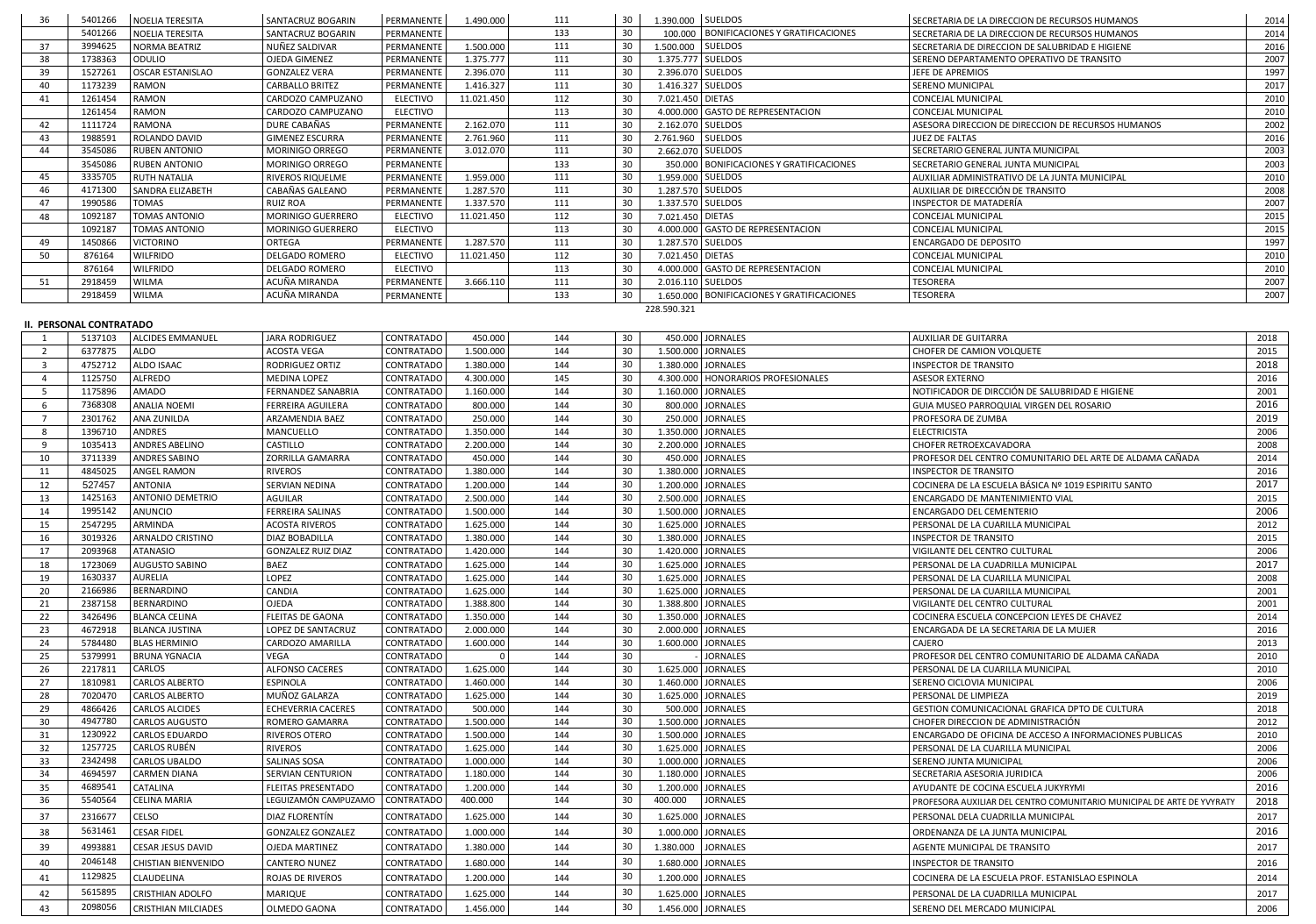| | | | | | | | | | | | |
|---|---|---|---|---|---|---|---|---|---|---|---|
| 36 | 5401266 | NOELIA TERESITA | SANTACRUZ BOGARIN | PERMANENTE | 1.490.000 | 111 | 30 | 1.390.000 | SUELDOS | SECRETARIA DE LA DIRECCION DE RECURSOS HUMANOS | 2014 |
| | 5401266 | NOELIA TERESITA | SANTACRUZ BOGARIN | PERMANENTE | | 133 | 30 | 100.000 | BONIFICACIONES Y GRATIFICACIONES | SECRETARIA DE LA DIRECCION DE RECURSOS HUMANOS | 2014 |
| 37 | 3994625 | NORMA BEATRIZ | NUÑEZ SALDIVAR | PERMANENTE | 1.500.000 | 111 | 30 | 1.500.000 | SUELDOS | SECRETARIA DE DIRECCION DE SALUBRIDAD E HIGIENE | 2016 |
| 38 | 1738363 | ODULIO | OJEDA GIMENEZ | PERMANENTE | 1.375.777 | 111 | 30 | 1.375.777 | SUELDOS | SERENO DEPARTAMENTO OPERATIVO DE TRANSITO | 2007 |
| 39 | 1527261 | OSCAR ESTANISLAO | GONZALEZ VERA | PERMANENTE | 2.396.070 | 111 | 30 | 2.396.070 | SUELDOS | JEFE DE APREMIOS | 1997 |
| 40 | 1173239 | RAMON | CARBALLO BRITEZ | PERMANENTE | 1.416.327 | 111 | 30 | 1.416.327 | SUELDOS | SERENO MUNICIPAL | 2017 |
| 41 | 1261454 | RAMON | CARDOZO CAMPUZANO | ELECTIVO | 11.021.450 | 112 | 30 | 7.021.450 | DIETAS | CONCEJAL MUNICIPAL | 2010 |
| | 1261454 | RAMON | CARDOZO CAMPUZANO | ELECTIVO | | 113 | 30 | 4.000.000 | GASTO DE REPRESENTACION | CONCEJAL MUNICIPAL | 2010 |
| 42 | 1111724 | RAMONA | DURE CABAÑAS | PERMANENTE | 2.162.070 | 111 | 30 | 2.162.070 | SUELDOS | ASESORA DIRECCION DE DIRECCION DE RECURSOS HUMANOS | 2002 |
| 43 | 1988591 | ROLANDO DAVID | GIMENEZ ESCURRA | PERMANENTE | 2.761.960 | 111 | 30 | 2.761.960 | SUELDOS | JUEZ DE FALTAS | 2016 |
| 44 | 3545086 | RUBEN ANTONIO | MORINIGO ORREGO | PERMANENTE | 3.012.070 | 111 | 30 | 2.662.070 | SUELDOS | SECRETARIO GENERAL JUNTA MUNICIPAL | 2003 |
| | 3545086 | RUBEN ANTONIO | MORINIGO ORREGO | PERMANENTE | | 133 | 30 | 350.000 | BONIFICACIONES Y GRATIFICACIONES | SECRETARIO GENERAL JUNTA MUNICIPAL | 2003 |
| 45 | 3335705 | RUTH NATALIA | RIVEROS RIQUELME | PERMANENTE | 1.959.000 | 111 | 30 | 1.959.000 | SUELDOS | AUXILIAR ADMINISTRATIVO DE LA JUNTA MUNICIPAL | 2010 |
| 46 | 4171300 | SANDRA ELIZABETH | CABAÑAS GALEANO | PERMANENTE | 1.287.570 | 111 | 30 | 1.287.570 | SUELDOS | AUXILIAR DE DIRECCIÓN DE TRANSITO | 2008 |
| 47 | 1990586 | TOMAS | RUIZ ROA | PERMANENTE | 1.337.570 | 111 | 30 | 1.337.570 | SUELDOS | INSPECTOR DE MATADERÍA | 2007 |
| 48 | 1092187 | TOMAS ANTONIO | MORINIGO GUERRERO | ELECTIVO | 11.021.450 | 112 | 30 | 7.021.450 | DIETAS | CONCEJAL MUNICIPAL | 2015 |
| | 1092187 | TOMAS ANTONIO | MORINIGO GUERRERO | ELECTIVO | | 113 | 30 | 4.000.000 | GASTO DE REPRESENTACION | CONCEJAL MUNICIPAL | 2015 |
| 49 | 1450866 | VICTORINO | ORTEGA | PERMANENTE | 1.287.570 | 111 | 30 | 1.287.570 | SUELDOS | ENCARGADO DE DEPOSITO | 1997 |
| 50 | 876164 | WILFRIDO | DELGADO ROMERO | ELECTIVO | 11.021.450 | 112 | 30 | 7.021.450 | DIETAS | CONCEJAL MUNICIPAL | 2010 |
| | 876164 | WILFRIDO | DELGADO ROMERO | ELECTIVO | | 113 | 30 | 4.000.000 | GASTO DE REPRESENTACION | CONCEJAL MUNICIPAL | 2010 |
| 51 | 2918459 | WILMA | ACUÑA MIRANDA | PERMANENTE | 3.666.110 | 111 | 30 | 2.016.110 | SUELDOS | TESORERA | 2007 |
| | 2918459 | WILMA | ACUÑA MIRANDA | PERMANENTE | | 133 | 30 | 1.650.000 | BONIFICACIONES Y GRATIFICACIONES | TESORERA | 2007 |
| | | | | | | | | 228.590.321 | | | |

**II. PERSONAL CONTRATADO**

| | | | | | | | | | | | |
|---|---|---|---|---|---|---|---|---|---|---|---|
| 1 | 5137103 | ALCIDES EMMANUEL | JARA RODRIGUEZ | CONTRATADO | 450.000 | 144 | 30 | 450.000 | JORNALES | AUXILIAR DE GUITARRA | 2018 |
| 2 | 6377875 | ALDO | ACOSTA VEGA | CONTRATADO | 1.500.000 | 144 | 30 | 1.500.000 | JORNALES | CHOFER DE CAMION VOLQUETE | 2015 |
| 3 | 4752712 | ALDO ISAAC | RODRIGUEZ ORTIZ | CONTRATADO | 1.380.000 | 144 | 30 | 1.380.000 | JORNALES | INSPECTOR DE TRANSITO | 2018 |
| 4 | 1125750 | ALFREDO | MEDINA LOPEZ | CONTRATADO | 4.300.000 | 145 | 30 | 4.300.000 | HONORARIOS PROFESIONALES | ASESOR EXTERNO | 2016 |
| 5 | 1175896 | AMADO | FERNANDEZ SANABRIA | CONTRATADO | 1.160.000 | 144 | 30 | 1.160.000 | JORNALES | NOTIFICADOR DE DIRCCIÓN DE SALUBRIDAD E HIGIENE | 2001 |
| 6 | 7368308 | ANALIA NOEMI | FERREIRA AGUILERA | CONTRATADO | 800.000 | 144 | 30 | 800.000 | JORNALES | GUIA MUSEO PARROQUIAL VIRGEN DEL ROSARIO | 2016 |
| 7 | 2301762 | ANA ZUNILDA | ARZAMENDIA BAEZ | CONTRATADO | 250.000 | 144 | 30 | 250.000 | JORNALES | PROFESORA DE ZUMBA | 2019 |
| 8 | 1396710 | ANDRES | MANCUELLO | CONTRATADO | 1.350.000 | 144 | 30 | 1.350.000 | JORNALES | ELECTRICISTA | 2006 |
| 9 | 1035413 | ANDRES ABELINO | CASTILLO | CONTRATADO | 2.200.000 | 144 | 30 | 2.200.000 | JORNALES | CHOFER RETROEXCAVADORA | 2008 |
| 10 | 3711339 | ANDRES SABINO | ZORRILLA GAMARRA | CONTRATADO | 450.000 | 144 | 30 | 450.000 | JORNALES | PROFESOR DEL CENTRO COMUNITARIO DEL ARTE DE ALDAMA CAÑADA | 2014 |
| 11 | 4845025 | ANGEL RAMON | RIVEROS | CONTRATADO | 1.380.000 | 144 | 30 | 1.380.000 | JORNALES | INSPECTOR DE TRANSITO | 2016 |
| 12 | 527457 | ANTONIA | SERVIAN NEDINA | CONTRATADO | 1.200.000 | 144 | 30 | 1.200.000 | JORNALES | COCINERA DE LA ESCUELA BÁSICA Nº 1019 ESPIRITU SANTO | 2017 |
| 13 | 1425163 | ANTONIO DEMETRIO | AGUILAR | CONTRATADO | 2.500.000 | 144 | 30 | 2.500.000 | JORNALES | ENCARGADO DE MANTENIMIENTO VIAL | 2015 |
| 14 | 1995142 | ANUNCIO | FERREIRA SALINAS | CONTRATADO | 1.500.000 | 144 | 30 | 1.500.000 | JORNALES | ENCARGADO DEL CEMENTERIO | 2006 |
| 15 | 2547295 | ARMINDA | ACOSTA RIVEROS | CONTRATADO | 1.625.000 | 144 | 30 | 1.625.000 | JORNALES | PERSONAL DE LA CUARILLA MUNICIPAL | 2012 |
| 16 | 3019326 | ARNALDO CRISTINO | DIAZ BOBADILLA | CONTRATADO | 1.380.000 | 144 | 30 | 1.380.000 | JORNALES | INSPECTOR DE TRANSITO | 2015 |
| 17 | 2093968 | ATANASIO | GONZALEZ RUIZ DIAZ | CONTRATADO | 1.420.000 | 144 | 30 | 1.420.000 | JORNALES | VIGILANTE DEL CENTRO CULTURAL | 2006 |
| 18 | 1723069 | AUGUSTO SABINO | BAEZ | CONTRATADO | 1.625.000 | 144 | 30 | 1.625.000 | JORNALES | PERSONAL DE LA CUADRILLA MUNICIPAL | 2017 |
| 19 | 1630337 | AURELIA | LOPEZ | CONTRATADO | 1.625.000 | 144 | 30 | 1.625.000 | JORNALES | PERSONAL DE LA CUARILLA MUNICIPAL | 2008 |
| 20 | 2166986 | BERNARDINO | CANDIA | CONTRATADO | 1.625.000 | 144 | 30 | 1.625.000 | JORNALES | PERSONAL DE LA CUARILLA MUNICIPAL | 2001 |
| 21 | 2387158 | BERNARDINO | OJEDA | CONTRATADO | 1.388.800 | 144 | 30 | 1.388.800 | JORNALES | VIGILANTE DEL CENTRO CULTURAL | 2001 |
| 22 | 3426496 | BLANCA CELINA | FLEITAS DE GAONA | CONTRATADO | 1.350.000 | 144 | 30 | 1.350.000 | JORNALES | COCINERA ESCUELA CONCEPCION LEYES DE CHAVEZ | 2014 |
| 23 | 4672918 | BLANCA JUSTINA | LOPEZ DE SANTACRUZ | CONTRATADO | 2.000.000 | 144 | 30 | 2.000.000 | JORNALES | ENCARGADA DE LA SECRETARIA DE LA MUJER | 2016 |
| 24 | 5784480 | BLAS HERMINIO | CARDOZO AMARILLA | CONTRATADO | 1.600.000 | 144 | 30 | 1.600.000 | JORNALES | CAJERO | 2013 |
| 25 | 5379991 | BRUNA YGNACIA | VEGA | CONTRATADO | 0 | 144 | 30 | - | JORNALES | PROFESOR DEL CENTRO COMUNITARIO DE ALDAMA CAÑADA | 2010 |
| 26 | 2217811 | CARLOS | ALFONSO CACERES | CONTRATADO | 1.625.000 | 144 | 30 | 1.625.000 | JORNALES | PERSONAL DE LA CUARILLA MUNICIPAL | 2010 |
| 27 | 1810981 | CARLOS ALBERTO | ESPINOLA | CONTRATADO | 1.460.000 | 144 | 30 | 1.460.000 | JORNALES | SERENO CICLOVIA MUNICIPAL | 2006 |
| 28 | 7020470 | CARLOS ALBERTO | MUÑOZ GALARZA | CONTRATADO | 1.625.000 | 144 | 30 | 1.625.000 | JORNALES | PERSONAL DE LIMPIEZA | 2019 |
| 29 | 4866426 | CARLOS ALCIDES | ECHEVERRIA CACERES | CONTRATADO | 500.000 | 144 | 30 | 500.000 | JORNALES | GESTION COMUNICACIONAL GRAFICA DPTO DE CULTURA | 2018 |
| 30 | 4947780 | CARLOS AUGUSTO | ROMERO GAMARRA | CONTRATADO | 1.500.000 | 144 | 30 | 1.500.000 | JORNALES | CHOFER DIRECCION DE ADMINISTRACIÓN | 2012 |
| 31 | 1230922 | CARLOS EDUARDO | RIVEROS OTERO | CONTRATADO | 1.500.000 | 144 | 30 | 1.500.000 | JORNALES | ENCARGADO DE OFICINA DE ACCESO A INFORMACIONES PUBLICAS | 2010 |
| 32 | 1257725 | CARLOS RUBÉN | RIVEROS | CONTRATADO | 1.625.000 | 144 | 30 | 1.625.000 | JORNALES | PERSONAL DE LA CUARILLA MUNICIPAL | 2006 |
| 33 | 2342498 | CARLOS UBALDO | SALINAS SOSA | CONTRATADO | 1.000.000 | 144 | 30 | 1.000.000 | JORNALES | SERENO JUNTA MUNICIPAL | 2006 |
| 34 | 4694597 | CARMEN DIANA | SERVIAN CENTURION | CONTRATADO | 1.180.000 | 144 | 30 | 1.180.000 | JORNALES | SECRETARIA ASESORIA JURIDICA | 2006 |
| 35 | 4689541 | CATALINA | FLEITAS PRESENTADO | CONTRATADO | 1.200.000 | 144 | 30 | 1.200.000 | JORNALES | AYUDANTE DE COCINA ESCUELA JUKYRYMI | 2016 |
| 36 | 5540564 | CELINA MARIA | LEGUIZAMÓN CAMPUZAMO | CONTRATADO | 400.000 | 144 | 30 | 400.000 | JORNALES | PROFESORA AUXILIAR DEL CENTRO COMUNITARIO MUNICIPAL DE ARTE DE YVYRATY | 2018 |
| 37 | 2316677 | CELSO | DIAZ FLORENTÍN | CONTRATADO | 1.625.000 | 144 | 30 | 1.625.000 | JORNALES | PERSONAL DELA CUADRILLA MUNICIPAL | 2017 |
| 38 | 5631461 | CESAR FIDEL | GONZALEZ GONZALEZ | CONTRATADO | 1.000.000 | 144 | 30 | 1.000.000 | JORNALES | ORDENANZA DE LA JUNTA MUNICIPAL | 2016 |
| 39 | 4993881 | CESAR JESUS DAVID | OJEDA MARTINEZ | CONTRATADO | 1.380.000 | 144 | 30 | 1.380.000 | JORNALES | AGENTE MUNICIPAL DE TRANSITO | 2017 |
| 40 | 2046148 | CHISTIAN BIENVENIDO | CANTERO NUNEZ | CONTRATADO | 1.680.000 | 144 | 30 | 1.680.000 | JORNALES | INSPECTOR DE TRANSITO | 2016 |
| 41 | 1129825 | CLAUDELINA | ROJAS DE RIVEROS | CONTRATADO | 1.200.000 | 144 | 30 | 1.200.000 | JORNALES | COCINERA DE LA ESCUELA PROF. ESTANISLAO ESPINOLA | 2014 |
| 42 | 5615895 | CRISTHIAN ADOLFO | MARIQUE | CONTRATADO | 1.625.000 | 144 | 30 | 1.625.000 | JORNALES | PERSONAL DE LA CUADRILLA MUNICIPAL | 2017 |
| 43 | 2098056 | CRISTHIAN MILCIADES | OLMEDO GAONA | CONTRATADO | 1.456.000 | 144 | 30 | 1.456.000 | JORNALES | SERENO DEL MERCADO MUNICIPAL | 2006 |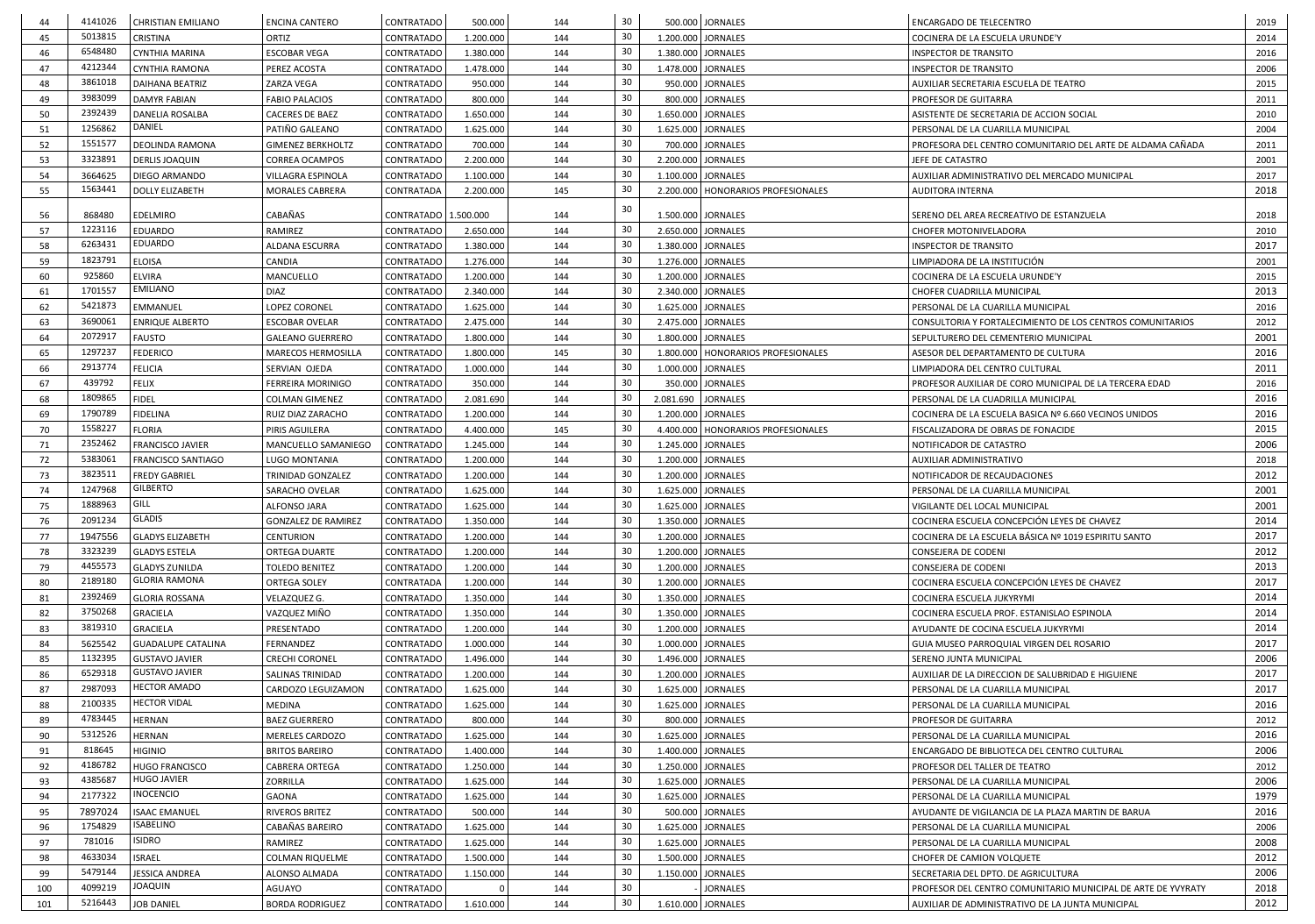| 44 | 4141026 | CHRISTIAN EMILIANO | ENCINA CANTERO | CONTRATADO | 500.000 | 144 | 30 | 500.000 | JORNALES | ENCARGADO DE TELECENTRO | 2019 |
|---|---|---|---|---|---|---|---|---|---|---|---|
| 45 | 5013815 | CRISTINA | ORTIZ | CONTRATADO | 1.200.000 | 144 | 30 | 1.200.000 | JORNALES | COCINERA DE LA ESCUELA URUNDE'Y | 2014 |
| 46 | 6548480 | CYNTHIA MARINA | ESCOBAR VEGA | CONTRATADO | 1.380.000 | 144 | 30 | 1.380.000 | JORNALES | INSPECTOR DE TRANSITO | 2016 |
| 47 | 4212344 | CYNTHIA RAMONA | PEREZ ACOSTA | CONTRATADO | 1.478.000 | 144 | 30 | 1.478.000 | JORNALES | INSPECTOR DE TRANSITO | 2006 |
| 48 | 3861018 | DAIHANA BEATRIZ | ZARZA VEGA | CONTRATADO | 950.000 | 144 | 30 | 950.000 | JORNALES | AUXILIAR SECRETARIA ESCUELA DE TEATRO | 2015 |
| 49 | 3983099 | DAMYR FABIAN | FABIO PALACIOS | CONTRATADO | 800.000 | 144 | 30 | 800.000 | JORNALES | PROFESOR DE GUITARRA | 2011 |
| 50 | 2392439 | DANELIA ROSALBA | CACERES DE BAEZ | CONTRATADO | 1.650.000 | 144 | 30 | 1.650.000 | JORNALES | ASISTENTE DE SECRETARIA DE ACCION SOCIAL | 2010 |
| 51 | 1256862 | DANIEL | PATIÑO GALEANO | CONTRATADO | 1.625.000 | 144 | 30 | 1.625.000 | JORNALES | PERSONAL DE LA CUARILLA MUNICIPAL | 2004 |
| 52 | 1551577 | DEOLINDA RAMONA | GIMENEZ BERKHOLTZ | CONTRATADO | 700.000 | 144 | 30 | 700.000 | JORNALES | PROFESORA DEL CENTRO COMUNITARIO DEL ARTE DE ALDAMA CAÑADA | 2011 |
| 53 | 3323891 | DERLIS JOAQUIN | CORREA OCAMPOS | CONTRATADO | 2.200.000 | 144 | 30 | 2.200.000 | JORNALES | JEFE DE CATASTRO | 2001 |
| 54 | 3664625 | DIEGO ARMANDO | VILLAGRA ESPINOLA | CONTRATADO | 1.100.000 | 144 | 30 | 1.100.000 | JORNALES | AUXILIAR ADMINISTRATIVO DEL MERCADO MUNICIPAL | 2017 |
| 55 | 1563441 | DOLLY ELIZABETH | MORALES CABRERA | CONTRATADA | 2.200.000 | 145 | 30 | 2.200.000 | HONORARIOS PROFESIONALES | AUDITORA INTERNA | 2018 |
| 56 | 868480 | EDELMIRO | CABAÑAS | CONTRATADO | 1.500.000 | 144 | 30 | 1.500.000 | JORNALES | SERENO DEL AREA RECREATIVO DE ESTANZUELA | 2018 |
| 57 | 1223116 | EDUARDO | RAMIREZ | CONTRATADO | 2.650.000 | 144 | 30 | 2.650.000 | JORNALES | CHOFER MOTONIVELADORA | 2010 |
| 58 | 6263431 | EDUARDO | ALDANA ESCURRA | CONTRATADO | 1.380.000 | 144 | 30 | 1.380.000 | JORNALES | INSPECTOR DE TRANSITO | 2017 |
| 59 | 1823791 | ELOISA | CANDIA | CONTRATADO | 1.276.000 | 144 | 30 | 1.276.000 | JORNALES | LIMPIADORA DE LA INSTITUCIÓN | 2001 |
| 60 | 925860 | ELVIRA | MANCUELLO | CONTRATADO | 1.200.000 | 144 | 30 | 1.200.000 | JORNALES | COCINERA DE LA ESCUELA URUNDE'Y | 2015 |
| 61 | 1701557 | EMILIANO | DIAZ | CONTRATADO | 2.340.000 | 144 | 30 | 2.340.000 | JORNALES | CHOFER CUADRILLA MUNICIPAL | 2013 |
| 62 | 5421873 | EMMANUEL | LOPEZ CORONEL | CONTRATADO | 1.625.000 | 144 | 30 | 1.625.000 | JORNALES | PERSONAL DE LA CUARILLA MUNICIPAL | 2016 |
| 63 | 3690061 | ENRIQUE ALBERTO | ESCOBAR OVELAR | CONTRATADO | 2.475.000 | 144 | 30 | 2.475.000 | JORNALES | CONSULTORIA Y FORTALECIMIENTO DE LOS CENTROS COMUNITARIOS | 2012 |
| 64 | 2072917 | FAUSTO | GALEANO GUERRERO | CONTRATADO | 1.800.000 | 144 | 30 | 1.800.000 | JORNALES | SEPULTURERO DEL CEMENTERIO MUNICIPAL | 2001 |
| 65 | 1297237 | FEDERICO | MARECOS HERMOSILLA | CONTRATADO | 1.800.000 | 145 | 30 | 1.800.000 | HONORARIOS PROFESIONALES | ASESOR DEL DEPARTAMENTO DE CULTURA | 2016 |
| 66 | 2913774 | FELICIA | SERVIAN OJEDA | CONTRATADO | 1.000.000 | 144 | 30 | 1.000.000 | JORNALES | LIMPIADORA DEL CENTRO CULTURAL | 2011 |
| 67 | 439792 | FELIX | FERREIRA MORINIGO | CONTRATADO | 350.000 | 144 | 30 | 350.000 | JORNALES | PROFESOR AUXILIAR DE CORO MUNICIPAL DE LA TERCERA EDAD | 2016 |
| 68 | 1809865 | FIDEL | COLMAN GIMENEZ | CONTRATADO | 2.081.690 | 144 | 30 | 2.081.690 | JORNALES | PERSONAL DE LA CUADRILLA MUNICIPAL | 2016 |
| 69 | 1790789 | FIDELINA | RUIZ DIAZ ZARACHO | CONTRATADO | 1.200.000 | 144 | 30 | 1.200.000 | JORNALES | COCINERA DE LA ESCUELA BASICA Nº 6.660 VECINOS UNIDOS | 2016 |
| 70 | 1558227 | FLORIA | PIRIS AGUILERA | CONTRATADO | 4.400.000 | 145 | 30 | 4.400.000 | HONORARIOS PROFESIONALES | FISCALIZADORA DE OBRAS DE FONACIDE | 2015 |
| 71 | 2352462 | FRANCISCO JAVIER | MANCUELLO SAMANIEGO | CONTRATADO | 1.245.000 | 144 | 30 | 1.245.000 | JORNALES | NOTIFICADOR DE CATASTRO | 2006 |
| 72 | 5383061 | FRANCISCO SANTIAGO | LUGO MONTANIA | CONTRATADO | 1.200.000 | 144 | 30 | 1.200.000 | JORNALES | AUXILIAR ADMINISTRATIVO | 2018 |
| 73 | 3823511 | FREDY GABRIEL | TRINIDAD GONZALEZ | CONTRATADO | 1.200.000 | 144 | 30 | 1.200.000 | JORNALES | NOTIFICADOR DE RECAUDACIONES | 2012 |
| 74 | 1247968 | GILBERTO | SARACHO OVELAR | CONTRATADO | 1.625.000 | 144 | 30 | 1.625.000 | JORNALES | PERSONAL DE LA CUARILLA MUNICIPAL | 2001 |
| 75 | 1888963 | GILL | ALFONSO JARA | CONTRATADO | 1.625.000 | 144 | 30 | 1.625.000 | JORNALES | VIGILANTE DEL LOCAL MUNICIPAL | 2001 |
| 76 | 2091234 | GLADIS | GONZALEZ DE RAMIREZ | CONTRATADO | 1.350.000 | 144 | 30 | 1.350.000 | JORNALES | COCINERA ESCUELA CONCEPCIÓN LEYES DE CHAVEZ | 2014 |
| 77 | 1947556 | GLADYS ELIZABETH | CENTURION | CONTRATADO | 1.200.000 | 144 | 30 | 1.200.000 | JORNALES | COCINERA DE LA ESCUELA BÁSICA Nº 1019 ESPIRITU SANTO | 2017 |
| 78 | 3323239 | GLADYS ESTELA | ORTEGA DUARTE | CONTRATADO | 1.200.000 | 144 | 30 | 1.200.000 | JORNALES | CONSEJERA DE CODENI | 2012 |
| 79 | 4455573 | GLADYS ZUNILDA | TOLEDO BENITEZ | CONTRATADO | 1.200.000 | 144 | 30 | 1.200.000 | JORNALES | CONSEJERA DE CODENI | 2013 |
| 80 | 2189180 | GLORIA RAMONA | ORTEGA SOLEY | CONTRATADA | 1.200.000 | 144 | 30 | 1.200.000 | JORNALES | COCINERA ESCUELA CONCEPCIÓN LEYES DE CHAVEZ | 2017 |
| 81 | 2392469 | GLORIA ROSSANA | VELAZQUEZ G. | CONTRATADO | 1.350.000 | 144 | 30 | 1.350.000 | JORNALES | COCINERA ESCUELA JUKYRYMI | 2014 |
| 82 | 3750268 | GRACIELA | VAZQUEZ MIÑO | CONTRATADO | 1.350.000 | 144 | 30 | 1.350.000 | JORNALES | COCINERA ESCUELA PROF. ESTANISLAO ESPINOLA | 2014 |
| 83 | 3819310 | GRACIELA | PRESENTADO | CONTRATADO | 1.200.000 | 144 | 30 | 1.200.000 | JORNALES | AYUDANTE DE COCINA ESCUELA JUKYRYMI | 2014 |
| 84 | 5625542 | GUADALUPE CATALINA | FERNANDEZ | CONTRATADO | 1.000.000 | 144 | 30 | 1.000.000 | JORNALES | GUIA MUSEO PARROQUIAL VIRGEN DEL ROSARIO | 2017 |
| 85 | 1132395 | GUSTAVO JAVIER | CRECHI CORONEL | CONTRATADO | 1.496.000 | 144 | 30 | 1.496.000 | JORNALES | SERENO JUNTA MUNICIPAL | 2006 |
| 86 | 6529318 | GUSTAVO JAVIER | SALINAS TRINIDAD | CONTRATADO | 1.200.000 | 144 | 30 | 1.200.000 | JORNALES | AUXILIAR DE LA DIRECCION DE SALUBRIDAD E HIGUIENE | 2017 |
| 87 | 2987093 | HECTOR AMADO | CARDOZO LEGUIZAMON | CONTRATADO | 1.625.000 | 144 | 30 | 1.625.000 | JORNALES | PERSONAL DE LA CUARILLA MUNICIPAL | 2017 |
| 88 | 2100335 | HECTOR VIDAL | MEDINA | CONTRATADO | 1.625.000 | 144 | 30 | 1.625.000 | JORNALES | PERSONAL DE LA CUARILLA MUNICIPAL | 2016 |
| 89 | 4783445 | HERNAN | BAEZ GUERRERO | CONTRATADO | 800.000 | 144 | 30 | 800.000 | JORNALES | PROFESOR DE GUITARRA | 2012 |
| 90 | 5312526 | HERNAN | MERELES CARDOZO | CONTRATADO | 1.625.000 | 144 | 30 | 1.625.000 | JORNALES | PERSONAL DE LA CUARILLA MUNICIPAL | 2016 |
| 91 | 818645 | HIGINIO | BRITOS BAREIRO | CONTRATADO | 1.400.000 | 144 | 30 | 1.400.000 | JORNALES | ENCARGADO DE BIBLIOTECA DEL CENTRO CULTURAL | 2006 |
| 92 | 4186782 | HUGO FRANCISCO | CABRERA ORTEGA | CONTRATADO | 1.250.000 | 144 | 30 | 1.250.000 | JORNALES | PROFESOR DEL TALLER DE TEATRO | 2012 |
| 93 | 4385687 | HUGO JAVIER | ZORRILLA | CONTRATADO | 1.625.000 | 144 | 30 | 1.625.000 | JORNALES | PERSONAL DE LA CUARILLA MUNICIPAL | 2006 |
| 94 | 2177322 | INOCENCIO | GAONA | CONTRATADO | 1.625.000 | 144 | 30 | 1.625.000 | JORNALES | PERSONAL DE LA CUARILLA MUNICIPAL | 1979 |
| 95 | 7897024 | ISAAC EMANUEL | RIVEROS BRITEZ | CONTRATADO | 500.000 | 144 | 30 | 500.000 | JORNALES | AYUDANTE DE VIGILANCIA DE LA PLAZA MARTIN DE BARUA | 2016 |
| 96 | 1754829 | ISABELINO | CABAÑAS BAREIRO | CONTRATADO | 1.625.000 | 144 | 30 | 1.625.000 | JORNALES | PERSONAL DE LA CUARILLA MUNICIPAL | 2006 |
| 97 | 781016 | ISIDRO | RAMIREZ | CONTRATADO | 1.625.000 | 144 | 30 | 1.625.000 | JORNALES | PERSONAL DE LA CUARILLA MUNICIPAL | 2008 |
| 98 | 4633034 | ISRAEL | COLMAN RIQUELME | CONTRATADO | 1.500.000 | 144 | 30 | 1.500.000 | JORNALES | CHOFER DE CAMION VOLQUETE | 2012 |
| 99 | 5479144 | JESSICA ANDREA | ALONSO ALMADA | CONTRATADO | 1.150.000 | 144 | 30 | 1.150.000 | JORNALES | SECRETARIA DEL DPTO. DE AGRICULTURA | 2006 |
| 100 | 4099219 | JOAQUIN | AGUAYO | CONTRATADO | 0 | 144 | 30 | - | JORNALES | PROFESOR DEL CENTRO COMUNITARIO MUNICIPAL DE ARTE DE YVYRATY | 2018 |
| 101 | 5216443 | JOB DANIEL | BORDA RODRIGUEZ | CONTRATADO | 1.610.000 | 144 | 30 | 1.610.000 | JORNALES | AUXILIAR DE ADMINISTRATIVO DE LA JUNTA MUNICIPAL | 2012 |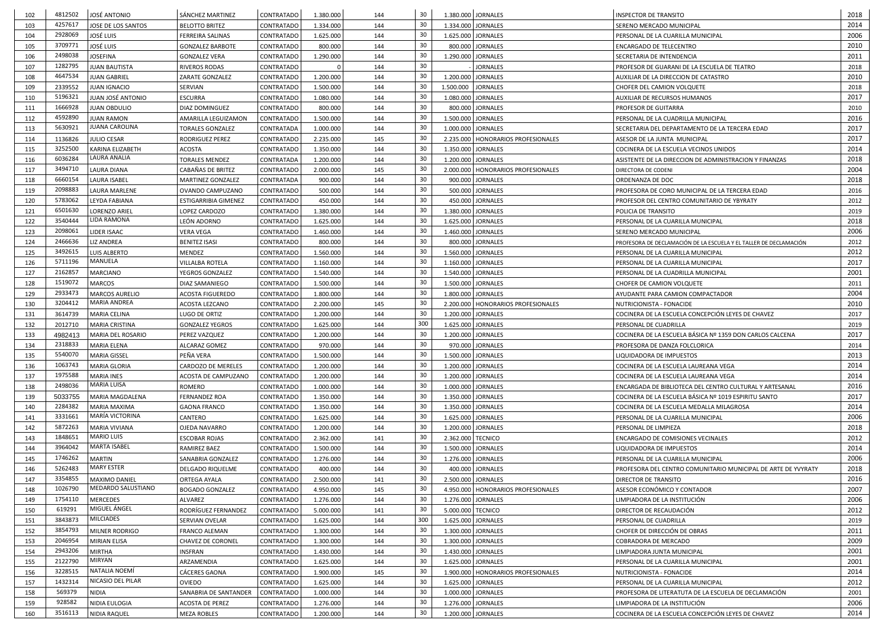| 102 | 4812502 | JOSÉ ANTONIO | SÁNCHEZ MARTINEZ | CONTRATADO | 1.380.000 | 144 | 30 | 1.380.000 | JORNALES | INSPECTOR DE TRANSITO | 2018 |
|---|---|---|---|---|---|---|---|---|---|---|---|
| 103 | 4257617 | JOSE DE LOS SANTOS | BELOTTO BRITEZ | CONTRATADO | 1.334.000 | 144 | 30 | 1.334.000 | JORNALES | SERENO MERCADO MUNICIPAL | 2014 |
| 104 | 2928069 | JOSÉ LUIS | FERREIRA SALINAS | CONTRATADO | 1.625.000 | 144 | 30 | 1.625.000 | JORNALES | PERSONAL DE LA CUARILLA MUNICIPAL | 2006 |
| 105 | 3709771 | JOSÉ LUIS | GONZALEZ BARBOTE | CONTRATADO | 800.000 | 144 | 30 | 800.000 | JORNALES | ENCARGADO DE TELECENTRO | 2010 |
| 106 | 2498038 | JOSEFINA | GONZALEZ VERA | CONTRATADO | 1.290.000 | 144 | 30 | 1.290.000 | JORNALES | SECRETARIA DE INTENDENCIA | 2011 |
| 107 | 1282795 | JUAN BAUTISTA | RIVEROS RODAS | CONTRATADO | 0 | 144 | 30 | - | JORNALES | PROFESOR DE GUARANI DE LA ESCUELA DE TEATRO | 2018 |
| 108 | 4647534 | JUAN GABRIEL | ZARATE GONZALEZ | CONTRATADO | 1.200.000 | 144 | 30 | 1.200.000 | JORNALES | AUXILIAR DE LA DIRECCION DE CATASTRO | 2010 |
| 109 | 2339552 | JUAN IGNACIO | SERVIAN | CONTRATADO | 1.500.000 | 144 | 30 | 1.500.000 | JORNALES | CHOFER DEL CAMION VOLQUETE | 2018 |
| 110 | 5196321 | JUAN JOSÉ ANTONIO | ESCURRA | CONTRATADO | 1.080.000 | 144 | 30 | 1.080.000 | JORNALES | AUXILIAR DE RECURSOS HUMANOS | 2017 |
| 111 | 1666928 | JUAN OBDULIO | DIAZ DOMINGUEZ | CONTRATADO | 800.000 | 144 | 30 | 800.000 | JORNALES | PROFESOR DE GUITARRA | 2010 |
| 112 | 4592890 | JUAN RAMON | AMARILLA LEGUIZAMON | CONTRATADO | 1.500.000 | 144 | 30 | 1.500.000 | JORNALES | PERSONAL DE LA CUADRILLA MUNICIPAL | 2016 |
| 113 | 5630921 | JUANA CAROLINA | TORALES GONZALEZ | CONTRATADA | 1.000.000 | 144 | 30 | 1.000.000 | JORNALES | SECRETARIA DEL DEPARTAMENTO DE LA TERCERA EDAD | 2017 |
| 114 | 1136826 | JULIO CESAR | RODRIGUEZ PEREZ | CONTRATADO | 2.235.000 | 145 | 30 | 2.235.000 | HONORARIOS PROFESIONALES | ASESOR DE LA JUNTA MUNICIPAL | 2017 |
| 115 | 3252500 | KARINA ELIZABETH | ACOSTA | CONTRATADO | 1.350.000 | 144 | 30 | 1.350.000 | JORNALES | COCINERA DE LA ESCUELA VECINOS UNIDOS | 2014 |
| 116 | 6036284 | LAURA ANALIA | TORALES MENDEZ | CONTRATADA | 1.200.000 | 144 | 30 | 1.200.000 | JORNALES | ASISTENTE DE LA DIRECCION DE ADMINISTRACION Y FINANZAS | 2018 |
| 117 | 3494710 | LAURA DIANA | CABAÑAS DE BRITEZ | CONTRATADO | 2.000.000 | 145 | 30 | 2.000.000 | HONORARIOS PROFESIONALES | DIRECTORA DE CODENI | 2004 |
| 118 | 6660154 | LAURA ISABEL | MARTINEZ GONZALEZ | CONTRATADA | 900.000 | 144 | 30 | 900.000 | JORNALES | ORDENANZA DE DOC | 2018 |
| 119 | 2098883 | LAURA MARLENE | OVANDO CAMPUZANO | CONTRATADO | 500.000 | 144 | 30 | 500.000 | JORNALES | PROFESORA DE CORO MUNICIPAL DE LA TERCERA EDAD | 2016 |
| 120 | 5783062 | LEYDA FABIANA | ESTIGARRIBIA GIMENEZ | CONTRATADO | 450.000 | 144 | 30 | 450.000 | JORNALES | PROFESOR DEL CENTRO COMUNITARIO DE YBYRATY | 2012 |
| 121 | 6501630 | LORENZO ARIEL | LOPEZ CARDOZO | CONTRATADO | 1.380.000 | 144 | 30 | 1.380.000 | JORNALES | POLICIA DE TRANSITO | 2019 |
| 122 | 3540444 | LIDA RAMONA | LEÓN ADORNO | CONTRATADO | 1.625.000 | 144 | 30 | 1.625.000 | JORNALES | PERSONAL DE LA CUARILLA MUNICIPAL | 2018 |
| 123 | 2098061 | LIDER ISAAC | VERA VEGA | CONTRATADO | 1.460.000 | 144 | 30 | 1.460.000 | JORNALES | SERENO MERCADO MUNICIPAL | 2006 |
| 124 | 2466636 | LIZ ANDREA | BENITEZ ISASI | CONTRATADO | 800.000 | 144 | 30 | 800.000 | JORNALES | PROFESORA DE DECLAMACIÓN DE LA ESCUELA Y EL TALLER DE DECLAMACIÓN | 2012 |
| 125 | 3492615 | LUIS ALBERTO | MENDEZ | CONTRATADO | 1.560.000 | 144 | 30 | 1.560.000 | JORNALES | PERSONAL DE LA CUARILLA MUNICIPAL | 2012 |
| 126 | 5711196 | MANUELA | VILLALBA ROTELA | CONTRATADO | 1.160.000 | 144 | 30 | 1.160.000 | JORNALES | PERSONAL DE LA CUARILLA MUNICIPAL | 2017 |
| 127 | 2162857 | MARCIANO | YEGROS GONZALEZ | CONTRATADO | 1.540.000 | 144 | 30 | 1.540.000 | JORNALES | PERSONAL DE LA CUADRILLA MUNICIPAL | 2001 |
| 128 | 1519072 | MARCOS | DIAZ SAMANIEGO | CONTRATADO | 1.500.000 | 144 | 30 | 1.500.000 | JORNALES | CHOFER DE CAMION VOLQUETE | 2011 |
| 129 | 2933473 | MARCOS AURELIO | ACOSTA FIGUEREDO | CONTRATADO | 1.800.000 | 144 | 30 | 1.800.000 | JORNALES | AYUDANTE PARA CAMION COMPACTADOR | 2004 |
| 130 | 3204412 | MARIA ANDREA | ACOSTA LEZCANO | CONTRATADO | 2.200.000 | 145 | 30 | 2.200.000 | HONORARIOS PROFESIONALES | NUTRICIONISTA - FONACIDE | 2010 |
| 131 | 3614739 | MARIA CELINA | LUGO DE ORTIZ | CONTRATADO | 1.200.000 | 144 | 30 | 1.200.000 | JORNALES | COCINERA DE LA ESCUELA CONCEPCIÓN LEYES DE CHAVEZ | 2017 |
| 132 | 2012710 | MARIA CRISTINA | GONZALEZ YEGROS | CONTRATADO | 1.625.000 | 144 | 300 | 1.625.000 | JORNALES | PERSONAL DE CUADRILLA | 2019 |
| 133 | 4982413 | MARIA DEL ROSARIO | PEREZ VAZQUEZ | CONTRATADO | 1.200.000 | 144 | 30 | 1.200.000 | JORNALES | COCINERA DE LA ESCUELA BÁSICA Nº 1359 DON CARLOS CALCENA | 2017 |
| 134 | 2318833 | MARIA ELENA | ALCARAZ GOMEZ | CONTRATADO | 970.000 | 144 | 30 | 970.000 | JORNALES | PROFESORA DE DANZA FOLCLORICA | 2014 |
| 135 | 5540070 | MARIA GISSEL | PEÑA VERA | CONTRATADO | 1.500.000 | 144 | 30 | 1.500.000 | JORNALES | LIQUIDADORA DE IMPUESTOS | 2013 |
| 136 | 1063743 | MARIA GLORIA | CARDOZO DE MERELES | CONTRATADO | 1.200.000 | 144 | 30 | 1.200.000 | JORNALES | COCINERA DE LA ESCUELA LAUREANA VEGA | 2014 |
| 137 | 1975588 | MARIA INES | ACOSTA DE CAMPUZANO | CONTRATADO | 1.200.000 | 144 | 30 | 1.200.000 | JORNALES | COCINERA DE LA ESCUELA LAUREANA VEGA | 2014 |
| 138 | 2498036 | MARIA LUISA | ROMERO | CONTRATADO | 1.000.000 | 144 | 30 | 1.000.000 | JORNALES | ENCARGADA DE BIBLIOTECA DEL CENTRO CULTURAL Y ARTESANAL | 2016 |
| 139 | 5033755 | MARIA MAGDALENA | FERNANDEZ ROA | CONTRATADO | 1.350.000 | 144 | 30 | 1.350.000 | JORNALES | COCINERA DE LA ESCUELA BÁSICA Nº 1019 ESPIRITU SANTO | 2017 |
| 140 | 2284382 | MARIA MAXIMA | GAONA FRANCO | CONTRATADO | 1.350.000 | 144 | 30 | 1.350.000 | JORNALES | COCINERA DE LA ESCUELA MEDALLA MILAGROSA | 2014 |
| 141 | 3331661 | MARÍA VICTORINA | CANTERO | CONTRATADO | 1.625.000 | 144 | 30 | 1.625.000 | JORNALES | PERSONAL DE LA CUARILLA MUNICIPAL | 2006 |
| 142 | 5872263 | MARIA VIVIANA | OJEDA NAVARRO | CONTRATADO | 1.200.000 | 144 | 30 | 1.200.000 | JORNALES | PERSONAL DE LIMPIEZA | 2018 |
| 143 | 1848651 | MARIO LUIS | ESCOBAR ROJAS | CONTRATADO | 2.362.000 | 141 | 30 | 2.362.000 | TECNICO | ENCARGADO DE COMISIONES VECINALES | 2012 |
| 144 | 3964042 | MARTA ISABEL | RAMIREZ BAEZ | CONTRATADO | 1.500.000 | 144 | 30 | 1.500.000 | JORNALES | LIQUIDADORA DE IMPUESTOS | 2014 |
| 145 | 1746262 | MARTIN | SANABRIA GONZALEZ | CONTRATADO | 1.276.000 | 144 | 30 | 1.276.000 | JORNALES | PERSONAL DE LA CUARILLA MUNICIPAL | 2006 |
| 146 | 5262483 | MARY ESTER | DELGADO RIQUELME | CONTRATADO | 400.000 | 144 | 30 | 400.000 | JORNALES | PROFESORA DEL CENTRO COMUNITARIO MUNICIPAL DE ARTE DE YVYRATY | 2018 |
| 147 | 3354855 | MAXIMO DANIEL | ORTEGA AYALA | CONTRATADO | 2.500.000 | 141 | 30 | 2.500.000 | JORNALES | DIRECTOR DE TRANSITO | 2016 |
| 148 | 1026790 | MEDARDO SALUSTIANO | BOGADO GONZALEZ | CONTRATADO | 4.950.000 | 145 | 30 | 4.950.000 | HONORARIOS PROFESIONALES | ASESOR ECONÓMICO Y CONTADOR | 2007 |
| 149 | 1754110 | MERCEDES | ALVAREZ | CONTRATADO | 1.276.000 | 144 | 30 | 1.276.000 | JORNALES | LIMPIADORA DE LA INSTITUCIÓN | 2006 |
| 150 | 619291 | MIGUEL ÁNGEL | RODRÍGUEZ FERNANDEZ | CONTRATADO | 5.000.000 | 141 | 30 | 5.000.000 | TECNICO | DIRECTOR DE RECAUDACIÓN | 2012 |
| 151 | 3843873 | MILCIADES | SERVIAN OVELAR | CONTRATADO | 1.625.000 | 144 | 300 | 1.625.000 | JORNALES | PERSONAL DE CUADRILLA | 2019 |
| 152 | 3854793 | MILNER RODRIGO | FRANCO ALEMAN | CONTRATADO | 1.300.000 | 144 | 30 | 1.300.000 | JORNALES | CHOFER DE DIRECCIÓN DE OBRAS | 2011 |
| 153 | 2046954 | MIRIAN ELISA | CHAVEZ DE CORONEL | CONTRATADO | 1.300.000 | 144 | 30 | 1.300.000 | JORNALES | COBRADORA DE MERCADO | 2009 |
| 154 | 2943206 | MIRTHA | INSFRAN | CONTRATADO | 1.430.000 | 144 | 30 | 1.430.000 | JORNALES | LIMPIADORA JUNTA MUNICIPAL | 2001 |
| 155 | 2122790 | MIRYAN | ARZAMENDIA | CONTRATADO | 1.625.000 | 144 | 30 | 1.625.000 | JORNALES | PERSONAL DE LA CUARILLA MUNICIPAL | 2001 |
| 156 | 3228515 | NATALIA NOEMÍ | CÁCERES GAONA | CONTRATADO | 1.900.000 | 145 | 30 | 1.900.000 | HONORARIOS PROFESIONALES | NUTRICIONISTA - FONACIDE | 2014 |
| 157 | 1432314 | NICASIO DEL PILAR | OVIEDO | CONTRATADO | 1.625.000 | 144 | 30 | 1.625.000 | JORNALES | PERSONAL DE LA CUARILLA MUNICIPAL | 2012 |
| 158 | 569379 | NIDIA | SANABRIA DE SANTANDER | CONTRATADO | 1.000.000 | 144 | 30 | 1.000.000 | JORNALES | PROFESORA DE LITERATUTA DE LA ESCUELA DE DECLAMACIÓN | 2001 |
| 159 | 928582 | NIDIA EULOGIA | ACOSTA DE PEREZ | CONTRATADO | 1.276.000 | 144 | 30 | 1.276.000 | JORNALES | LIMPIADORA DE LA INSTITUCIÓN | 2006 |
| 160 | 3516113 | NIDIA RAQUEL | MEZA ROBLES | CONTRATADO | 1.200.000 | 144 | 30 | 1.200.000 | JORNALES | COCINERA DE LA ESCUELA CONCEPCIÓN LEYES DE CHAVEZ | 2014 |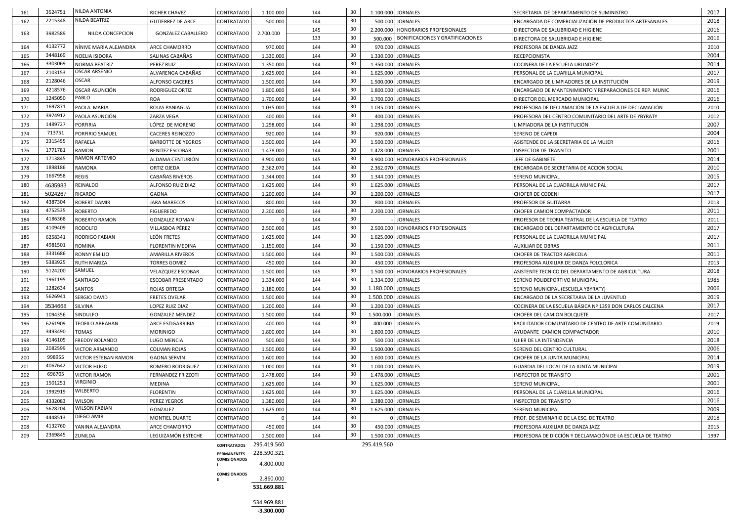| 161 | 3524751 | NILDA ANTONIA | RICHER CHAVEZ | CONTRATADO | 1.100.000 | 144 | 30 | 1.100.000 | JORNALES | SECRETARIA DE DEPARTAMENTO DE SUMINISTRO | 2017 |
|---|---|---|---|---|---|---|---|---|---|---|---|
| 162 | 2215348 | NILDA BEATRIZ | GUTIERREZ DE ARCE | CONTRATADO | 500.000 | 144 | 30 | 500.000 | JORNALES | ENCARGADA DE COMERCIALIZACIÓN DE PRODUCTOS ARTESANALES | 2018 |
| 163 | 3982589 | NILDA CONCEPCION | GONZALEZ CABALLERO | CONTRATADO | 2.700.000 | 145 | 30 | 2.200.000 | HONORARIOS PROFESIONALES | DIRECTORA DE SALUBRIDAD E HIGIENE | 2016 |
| | | | | | | 133 | 30 | 500.000 | BONIFICACIONES Y GRATIFICACIONES | DIRECTORA DE SALUBRIDAD E HIGIENE | 2016 |
| 164 | 4132772 | NÍNIVE MARIA ALEJANDRA | ARCE CHAMORRO | CONTRATADO | 970.000 | 144 | 30 | 970.000 | JORNALES | PROFESORA DE DANZA JAZZ | 2010 |
| 165 | 3448169 | NOELIA ISIDORA | SALINAS CABAÑAS | CONTRATADO | 1.330.000 | 144 | 30 | 1.330.000 | JORNALES | RECEPCIONISTA | 2004 |
| 166 | 3303069 | NORMA BEATRIZ | PEREZ RUIZ | CONTRATADO | 1.350.000 | 144 | 30 | 1.350.000 | JORNALES | COCINERA DE LA ESCUELA URUNDE'Y | 2014 |
| 167 | 2103153 | OSCAR ARSENIO | ALVARENGA CABAÑAS | CONTRATADO | 1.625.000 | 144 | 30 | 1.625.000 | JORNALES | PERSONAL DE LA CUARILLA MUNICIPAL | 2017 |
| 168 | 2128046 | OSCAR | ALFONSO CACERES | CONTRATADO | 1.500.000 | 144 | 30 | 1.500.000 | JORNALES | ENCARGADO DE LIMPIADORES DE LA INSTITUCIÓN | 2019 |
| 169 | 4218576 | OSCAR ASUNCIÓN | RODRIGUEZ ORTIZ | CONTRATADO | 1.800.000 | 144 | 30 | 1.800.000 | JORNALES | ENCARGADO DE MANTENIMIENTO Y REPARACIONES DE REP. MUNIC | 2016 |
| 170 | 1245050 | PABLO | ROA | CONTRATADO | 1.700.000 | 144 | 30 | 1.700.000 | JORNALES | DIRECTOR DEL MERCADO MUNICIPAL | 2016 |
| 171 | 1697871 | PAOLA MARIA | ROJAS PANIAGUA | CONTRATADO | 1.035.000 | 144 | 30 | 1.035.000 | JORNALES | PROFESORA DE DECLAMACIÓN DE LA ESCUELA DE DECLAMACIÓN | 2010 |
| 172 | 3974912 | PAOLA ASUNCIÓN | ZARZA VEGA | CONTRATADO | 400.000 | 144 | 30 | 400.000 | JORNALES | PROFESORA DEL CENTRO COMUNITARIO DEL ARTE DE YBYRATY | 2012 |
| 173 | 1489727 | PORFIRIA | LÓPEZ DE MORENO | CONTRATADO | 1.298.000 | 144 | 30 | 1.298.000 | JORNALES | LIMPIADORA DE LA INSTITUCIÓN | 2007 |
| 174 | 713751 | PORFIRIO SAMUEL | CACERES REINOZZO | CONTRATADO | 920.000 | 144 | 30 | 920.000 | JORNALES | SERENO DE CAPEDI | 2004 |
| 175 | 2315455 | RAFAELA | BARBOTTE DE YEGROS | CONTRATADO | 1.500.000 | 144 | 30 | 1.500.000 | JORNALES | ASISTENDE DE LA SECRETARIA DE LA MUJER | 2016 |
| 176 | 1771781 | RAMON | BENITEZ ESCOBAR | CONTRATADO | 1.478.000 | 144 | 30 | 1.478.000 | JORNALES | INSPECTOR DE TRANSITO | 2001 |
| 177 | 1713845 | RAMON ARTEMIO | ALDAMA CENTURIÓN | CONTRATADO | 3.900.000 | 145 | 30 | 3.900.000 | HONORARIOS PROFESIONALES | JEFE DE GABINETE | 2014 |
| 178 | 1898186 | RAMONA | ORTIZ OJEDA | CONTRATADO | 2.362.070 | 144 | 30 | 2.362.070 | JORNALES | ENCARGADA DE SECRETARIA DE ACCION SOCIAL | 2010 |
| 179 | 1667958 | REGIS | CABAÑAS RIVEROS | CONTRATADO | 1.344.000 | 144 | 30 | 1.344.000 | JORNALES | SERENO MUNICIPAL | 2015 |
| 180 | 4635983 | REINALDO | ALFONSO RUIZ DIAZ | CONTRATADO | 1.625.000 | 144 | 30 | 1.625.000 | JORNALES | PERSONAL DE LA CUADRILLA MUNICIPAL | 2017 |
| 181 | 5024267 | RICARDO | GAONA | CONTRATADO | 1.200.000 | 144 | 30 | 1.200.000 | JORNALES | CHOFER DE CODENI | 2017 |
| 182 | 4387304 | ROBERT DAMIR | JARA MARECOS | CONTRATADO | 800.000 | 144 | 30 | 800.000 | JORNALES | PROFESOR DE GUITARRA | 2013 |
| 183 | 4752535 | ROBERTO | FIGUEREDO | CONTRATADO | 2.200.000 | 144 | 30 | 2.200.000 | JORNALES | CHOFER CAMION COMPACTADOR | 2011 |
| 184 | 4186368 | ROBERTO RAMON | GONZALEZ ROMAN | CONTRATADO | 0 | 144 | 30 | - | JORNALES | PROFESOR DE TEORIA TEATRAL DE LA ESCUELA DE TEATRO | 2011 |
| 185 | 4109409 | RODOLFO | VILLASBOA PÉREZ | CONTRATADO | 2.500.000 | 145 | 30 | 2.500.000 | HONORARIOS PROFESIONALES | ENCARGADO DEL DEPARTAMENTO DE AGRICULTURA | 2017 |
| 186 | 6258341 | RODRIGO FABIAN | LEÓN FRETES | CONTRATADO | 1.625.000 | 144 | 30 | 1.625.000 | JORNALES | PERSONAL DE LA CUADRILLA MUNICIPAL | 2017 |
| 187 | 4981501 | ROMINA | FLORENTIN MEDINA | CONTRATADO | 1.150.000 | 144 | 30 | 1.150.000 | JORNALES | AUXILIAR DE OBRAS | 2011 |
| 188 | 3331686 | RONNY EMILIO | AMARILLA RIVEROS | CONTRATADO | 1.500.000 | 144 | 30 | 1.500.000 | JORNALES | CHOFER DE TRACTOR AGRICOLA | 2011 |
| 189 | 5383925 | RUTH MARIZA | TORRES GOMEZ | CONTRATADO | 450.000 | 144 | 30 | 450.000 | JORNALES | PROFESORA AUXILIAR DE DANZA FOLCLORICA | 2013 |
| 190 | 5124200 | SAMUEL | VELAZQUEZ ESCOBAR | CONTRATADO | 1.500.000 | 145 | 30 | 1.500.000 | HONORARIOS PROFESIONALES | ASISTENTE TECNICO DEL DEPARTAMENTO DE AGRICULTURA | 2018 |
| 191 | 1961195 | SANTIAGO | ESCOBAR PRESENTADO | CONTRATADO | 1.334.000 | 144 | 30 | 1.334.000 | JORNALES | SERENO POLIDEPORTIVO MUNICIPAL | 1985 |
| 192 | 1282634 | SANTOS | ROJAS ORTEGA | CONTRATADO | 1.180.000 | 144 | 30 | 1.180.000 | JORNALES | SERENO MUNICIPAL (ESCUELA YBRATY) | 2006 |
| 193 | 5626941 | SERGIO DAVID | FRETES OVELAR | CONTRATADO | 1.500.000 | 144 | 30 | 1.500.000 | JORNALES | ENCARGADO DE LA SECRETARIA DE LA JUVENTUD | 2019 |
| 194 | 3534668 | SILVINA | LOPEZ RUIZ DIAZ | CONTRATADO | 1.200.000 | 144 | 30 | 1.200.000 | JORNALES | COCINERA DE LA ESCUELA BÁSICA Nº 1359 DON CARLOS CALCENA | 2017 |
| 195 | 1094356 | SINDULFO | GONZALEZ MENDEZ | CONTRATADO | 1.500.000 | 144 | 30 | 1.500.000 | JORNALES | CHOFER DEL CAMION BOLQUETE | 2017 |
| 196 | 6261909 | TEOFILO ABRAHAN | ARCE ESTIGARRIBIA | CONTRATADO | 400.000 | 144 | 30 | 400.000 | JORNALES | FACILITADOR COMUNITARIO DE CENTRO DE ARTE COMUNITARIO | 2019 |
| 197 | 3493490 | TOMAS | MORINIGO | CONTRATADO | 1.800.000 | 144 | 30 | 1.800.000 | JORNALES | AYUDANTE CAMION COMPACTADOR | 2010 |
| 198 | 4146105 | FREDDY ROLANDO | LUGO MENCIA | CONTRATADO | 500.000 | 144 | 30 | 500.000 | JORNALES | UJIER DE LA INTENDENCIA | 2018 |
| 199 | 2082599 | VICTOR ARMANDO | COLMAN ROJAS | CONTRATADO | 1.500.000 | 144 | 30 | 1.500.000 | JORNALES | SERENO DEL CENTRO CULTURAL | 2006 |
| 200 | 998955 | VICTOR ESTEBAN RAMON | GAONA SERVIN | CONTRATADO | 1.600.000 | 144 | 30 | 1.600.000 | JORNALES | CHOFER DE LA JUNTA MUNICIPAL | 2014 |
| 201 | 4067642 | VICTOR HUGO | ROMERO RODRIGUEZ | CONTRATADO | 1.000.000 | 144 | 30 | 1.000.000 | JORNALES | GUARDIA DEL LOCAL DE LA JUNTA MUNICIPAL | 2019 |
| 202 | 696705 | VICTOR RAMON | FERNANDEZ FRIZZOTI | CONTRATADO | 1.478.000 | 144 | 30 | 1.478.000 | JORNALES | INSPECTOR DE TRANSITO | 2001 |
| 203 | 1501251 | VIRGINIO | MEDINA | CONTRATADO | 1.625.000 | 144 | 30 | 1.625.000 | JORNALES | SERENO MUNICIPAL | 2001 |
| 204 | 1992919 | WILBERTO | FLORENTIN | CONTRATADO | 1.625.000 | 144 | 30 | 1.625.000 | JORNALES | PERSONAL DE LA CUARILLA MUNICIPAL | 2016 |
| 205 | 4332083 | WILSON | PEREZ YEGROS | CONTRATADO | 1.380.000 | 144 | 30 | 1.380.000 | JORNALES | INSPECTOR DE TRANSITO | 2016 |
| 206 | 5628204 | WILSON FABIAN | GONZALEZ | CONTRATADO | 1.625.000 | 144 | 30 | 1.625.000 | JORNALES | SERENO MUNICIPAL | 2009 |
| 207 | 4448513 | DIEGO AMIR | MONTIEL DUARTE | CONTRATADO | 0 | 144 | 30 | 0 | JORNALES | PROF. DE SEMINARIO DE LA ESC. DE TEATRO | 2018 |
| 208 | 4132760 | YANINA ALEJANDRA | ARCE CHAMORRO | CONTRATADO | 450.000 | 144 | 30 | 450.000 | JORNALES | PROFESORA AUXILIAR DE DANZA JAZZ | 2015 |
| 209 | 2369845 | ZUNILDA | LEGUIZAMÓN ESTECHE | CONTRATADO | 1.500.000 | 144 | 30 | 1.500.000 | JORNALES | PROFESORA DE DICCIÓN Y DECLAMACIÓN DE LA ESCUELA DE TEATRO | 1997 |
| | | | | CONTRATADOS | 295.419.560 | | | 295.419.560 | | | |
| | | | | PERMANENTES | 228.590.321 | | | | | | |
| | | | | COMISIONADOS I | 4.800.000 | | | | | | |
| | | | | COMISIONADOS E | 2.860.000 | | | | | | |
| | | | | | **531.669.881** | | | | | | |
| | | | | | 534.969.881 | | | | | | |
| | | | | | **-3.300.000** | | | | | | |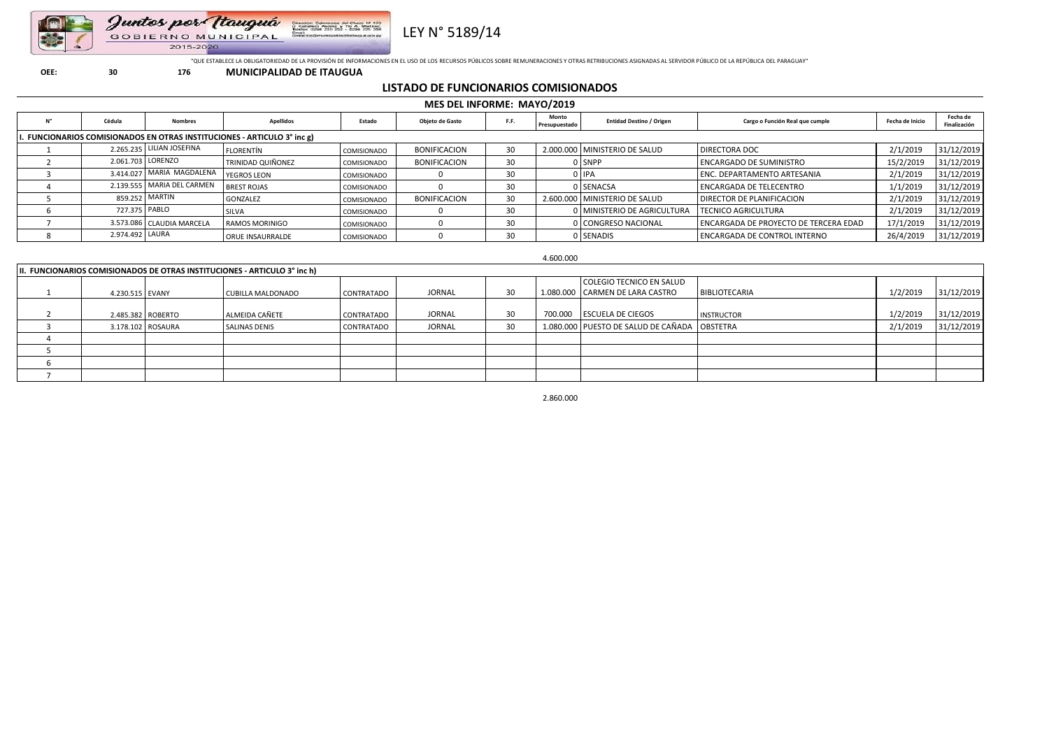Juntos por Itauguá
GOBIERNO MUNICIPAL
2015-2020

LEY N° 5189/14

"QUE ESTABLECE LA OBLIGATORIEDAD DE LA PROVISIÓN DE INFORMACIONES EN EL USO DE LOS RECURSOS PÚBLICOS SOBRE REMUNERACIONES Y OTRAS RETRIBUCIONES ASIGNADAS AL SERVIDOR PÚBLICO DE LA REPÚBLICA DEL PARAGUAY"

**OEE:** 30 176 **MUNICIPALIDAD DE ITAUGUA**

## LISTADO DE FUNCIONARIOS COMISIONADOS

### MES DEL INFORME: MAYO/2019

| N° | Cédula | Nombres | Apellidos | Estado | Objeto de Gasto | F.F. | Monto Presupuestado | Entidad Destino / Origen | Cargo o Función Real que cumple | Fecha de Inicio | Fecha de Finalización |
|---|---|---|---|---|---|---|---|---|---|---|---|
| **I. FUNCIONARIOS COMISIONADOS EN OTRAS INSTITUCIONES - ARTICULO 3° inc g)** | | | | | | | | | | | |
| 1 | 2.265.235 | LILIAN JOSEFINA | FLORENTÍN | COMISIONADO | BONIFICACION | 30 | 2.000.000 | MINISTERIO DE SALUD | DIRECTORA DOC | 2/1/2019 | 31/12/2019 |
| 2 | 2.061.703 | LORENZO | TRINIDAD QUIÑONEZ | COMISIONADO | BONIFICACION | 30 | 0 | SNPP | ENCARGADO DE SUMINISTRO | 15/2/2019 | 31/12/2019 |
| 3 | 3.414.027 | MARIA MAGDALENA | YEGROS LEON | COMISIONADO | 0 | 30 | 0 | IPA | ENC. DEPARTAMENTO ARTESANIA | 2/1/2019 | 31/12/2019 |
| 4 | 2.139.555 | MARIA DEL CARMEN | BREST ROJAS | COMISIONADO | 0 | 30 | 0 | SENACSA | ENCARGADA DE TELECENTRO | 1/1/2019 | 31/12/2019 |
| 5 | 859.252 | MARTIN | GONZALEZ | COMISIONADO | BONIFICACION | 30 | 2.600.000 | MINISTERIO DE SALUD | DIRECTOR DE PLANIFICACION | 2/1/2019 | 31/12/2019 |
| 6 | 727.375 | PABLO | SILVA | COMISIONADO | 0 | 30 | 0 | MINISTERIO DE AGRICULTURA | TECNICO AGRICULTURA | 2/1/2019 | 31/12/2019 |
| 7 | 3.573.086 | CLAUDIA MARCELA | RAMOS MORINIGO | COMISIONADO | 0 | 30 | 0 | CONGRESO NACIONAL | ENCARGADA DE PROYECTO DE TERCERA EDAD | 17/1/2019 | 31/12/2019 |
| 8 | 2.974.492 | LAURA | ORUE INSAURRALDE | COMISIONADO | 0 | 30 | 0 | SENADIS | ENCARGADA DE CONTROL INTERNO | 26/4/2019 | 31/12/2019 |
| | | | | | | | 4.600.000 | | | | |

| N° | Cédula | Nombres | Apellidos | Estado | Objeto de Gasto | F.F. | Monto Presupuestado | Entidad Destino / Origen | Cargo o Función Real que cumple | Fecha de Inicio | Fecha de Finalización |
|---|---|---|---|---|---|---|---|---|---|---|---|
| **II. FUNCIONARIOS COMISIONADOS DE OTRAS INSTITUCIONES - ARTICULO 3° inc h)** | | | | | | | | | | | |
| 1 | 4.230.515 | EVANY | CUBILLA MALDONADO | CONTRATADO | JORNAL | 30 | 1.080.000 | COLEGIO TECNICO EN SALUD CARMEN DE LARA CASTRO | BIBLIOTECARIA | 1/2/2019 | 31/12/2019 |
| 2 | 2.485.382 | ROBERTO | ALMEIDA CAÑETE | CONTRATADO | JORNAL | 30 | 700.000 | ESCUELA DE CIEGOS | INSTRUCTOR | 1/2/2019 | 31/12/2019 |
| 3 | 3.178.102 | ROSAURA | SALINAS DENIS | CONTRATADO | JORNAL | 30 | 1.080.000 | PUESTO DE SALUD DE CAÑADA | OBSTETRA | 2/1/2019 | 31/12/2019 |
| 4 | | | | | | | | | | | |
| 5 | | | | | | | | | | | |
| 6 | | | | | | | | | | | |
| 7 | | | | | | | | | | | |
| | | | | | | | 2.860.000 | | | | |